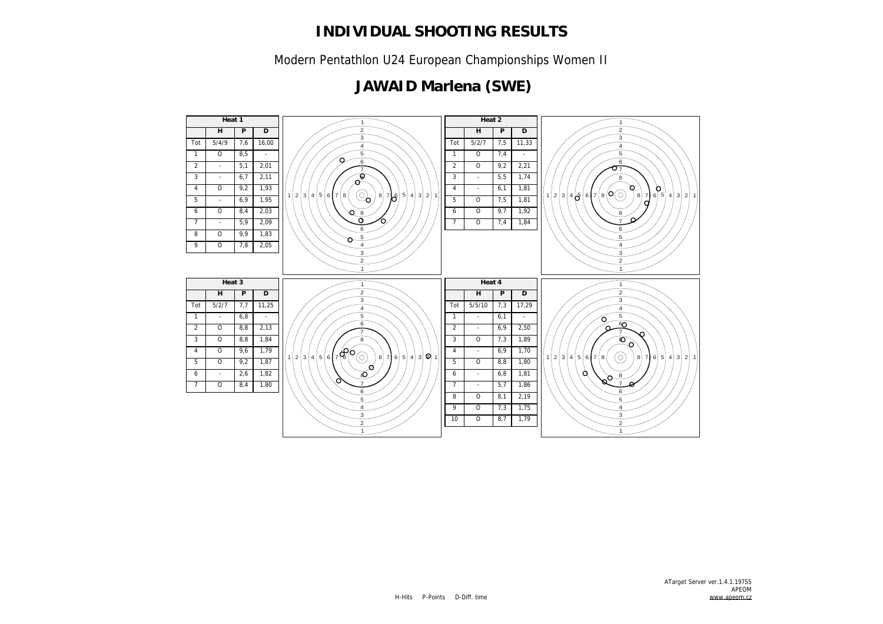# INDIVIDUAL SHOOTING RESULTS

Modern Pentathlon U24 European Championships Women II

## JAWAID Marlena (SWE)

**Heat 1**

| | H | P | D |
|---|---|---|---|
| Tot | 5/4/9 | 7,6 | 16,00 |
| 1 | O | 8,5 | - |
| 2 | - | 5,1 | 2,01 |
| 3 | - | 6,7 | 2,11 |
| 4 | O | 9,2 | 1,93 |
| 5 | - | 6,9 | 1,95 |
| 6 | O | 8,4 | 2,03 |
| 7 | - | 5,9 | 2,09 |
| 8 | O | 9,9 | 1,83 |
| 9 | O | 7,8 | 2,05 |

**Heat 2**

| | H | P | D |
|---|---|---|---|
| Tot | 5/2/7 | 7,5 | 11,33 |
| 1 | O | 7,4 | - |
| 2 | O | 9,2 | 2,21 |
| 3 | - | 5,5 | 1,74 |
| 4 | - | 6,1 | 1,81 |
| 5 | O | 7,5 | 1,81 |
| 6 | O | 9,7 | 1,92 |
| 7 | O | 7,4 | 1,84 |

**Heat 3**

| | H | P | D |
|---|---|---|---|
| Tot | 5/2/7 | 7,7 | 11,25 |
| 1 | - | 6,8 | - |
| 2 | O | 8,8 | 2,13 |
| 3 | O | 8,8 | 1,84 |
| 4 | O | 9,6 | 1,79 |
| 5 | O | 9,2 | 1,87 |
| 6 | - | 2,6 | 1,82 |
| 7 | O | 8,4 | 1,80 |

**Heat 4**

| | H | P | D |
|---|---|---|---|
| Tot | 5/5/10 | 7,3 | 17,29 |
| 1 | - | 6,1 | - |
| 2 | - | 6,9 | 2,50 |
| 3 | O | 7,3 | 1,89 |
| 4 | - | 6,9 | 1,70 |
| 5 | O | 8,8 | 1,80 |
| 6 | - | 6,8 | 1,81 |
| 7 | - | 5,7 | 1,86 |
| 8 | O | 8,1 | 2,19 |
| 9 | O | 7,3 | 1,75 |
| 10 | O | 8,7 | 1,79 |

H-Hits P-Points D-Diff. time

ATarget Server ver.1.4.1.19755
APEOM
www.apeom.cz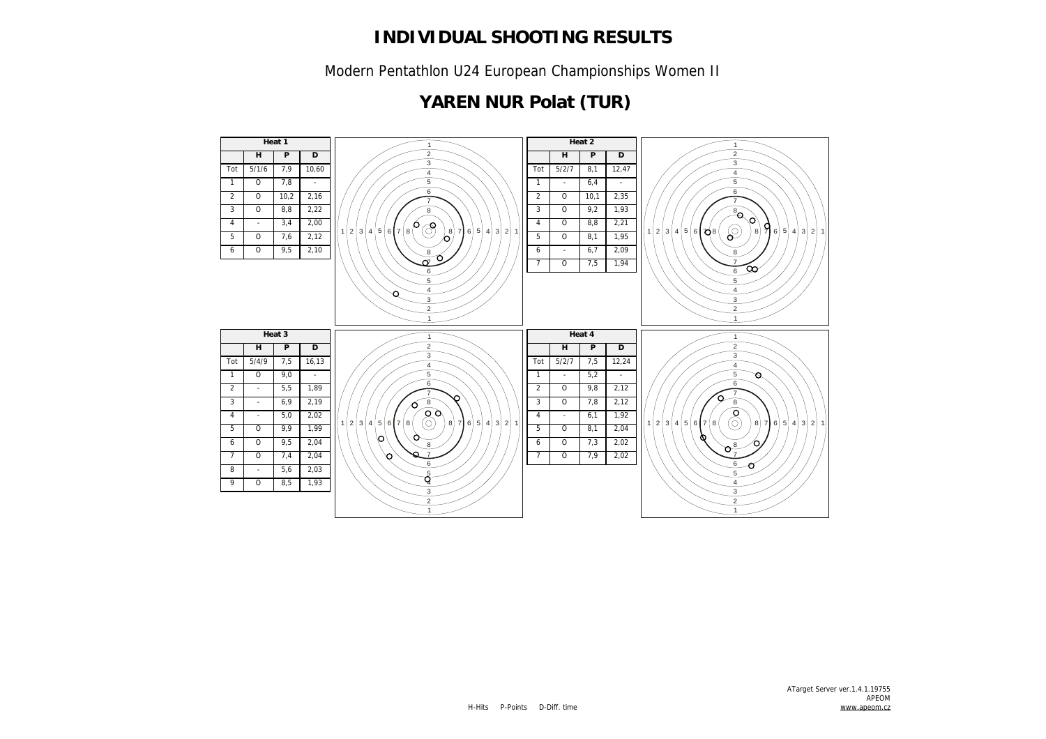# INDIVIDUAL SHOOTING RESULTS

Modern Pentathlon U24 European Championships Women II

## YAREN NUR Polat (TUR)

| Heat 1 | | | |
|---|---|---|---|
| | H | P | D |
| Tot | 5/1/6 | 7,9 | 10,60 |
| 1 | O | 7,8 | - |
| 2 | O | 10,2 | 2,16 |
| 3 | O | 8,8 | 2,22 |
| 4 | - | 3,4 | 2,00 |
| 5 | O | 7,6 | 2,12 |
| 6 | O | 9,5 | 2,10 |

| Heat 2 | | | |
|---|---|---|---|
| | H | P | D |
| Tot | 5/2/7 | 8,1 | 12,47 |
| 1 | - | 6,4 | - |
| 2 | O | 10,1 | 2,35 |
| 3 | O | 9,2 | 1,93 |
| 4 | O | 8,8 | 2,21 |
| 5 | O | 8,1 | 1,95 |
| 6 | - | 6,7 | 2,09 |
| 7 | O | 7,5 | 1,94 |

| Heat 3 | | | |
|---|---|---|---|
| | H | P | D |
| Tot | 5/4/9 | 7,5 | 16,13 |
| 1 | O | 9,0 | - |
| 2 | - | 5,5 | 1,89 |
| 3 | - | 6,9 | 2,19 |
| 4 | - | 5,0 | 2,02 |
| 5 | O | 9,9 | 1,99 |
| 6 | O | 9,5 | 2,04 |
| 7 | O | 7,4 | 2,04 |
| 8 | - | 5,6 | 2,03 |
| 9 | O | 8,5 | 1,93 |

| Heat 4 | | | |
|---|---|---|---|
| | H | P | D |
| Tot | 5/2/7 | 7,5 | 12,24 |
| 1 | - | 5,2 | - |
| 2 | O | 9,8 | 2,12 |
| 3 | O | 7,8 | 2,12 |
| 4 | - | 6,1 | 1,92 |
| 5 | O | 8,1 | 2,04 |
| 6 | O | 7,3 | 2,02 |
| 7 | O | 7,9 | 2,02 |

H-Hits P-Points D-Diff. time

ATarget Server ver.1.4.1.19755
APEOM
www.apeom.cz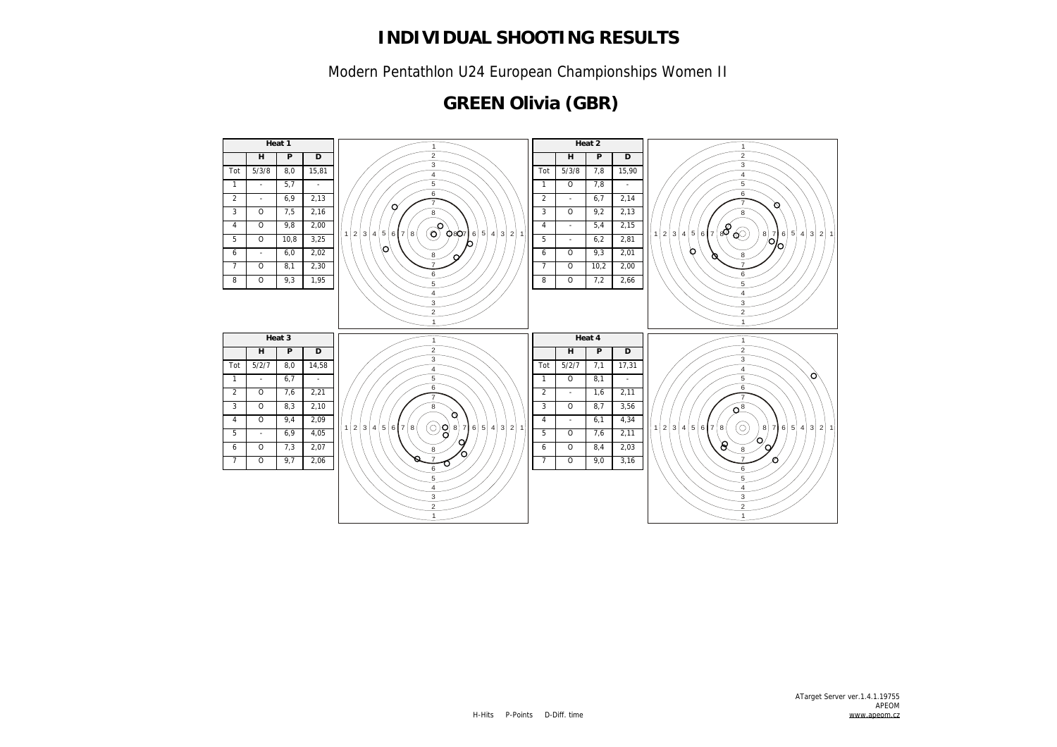# INDIVIDUAL SHOOTING RESULTS

Modern Pentathlon U24 European Championships Women II

## GREEN Olivia (GBR)

| Heat 1 | | | |
|---|---|---|---|
| | H | P | D |
| Tot | 5/3/8 | 8,0 | 15,81 |
| 1 | - | 5,7 | - |
| 2 | - | 6,9 | 2,13 |
| 3 | O | 7,5 | 2,16 |
| 4 | O | 9,8 | 2,00 |
| 5 | O | 10,8 | 3,25 |
| 6 | - | 6,0 | 2,02 |
| 7 | O | 8,1 | 2,30 |
| 8 | O | 9,3 | 1,95 |

| Heat 2 | | | |
|---|---|---|---|
| | H | P | D |
| Tot | 5/3/8 | 7,8 | 15,90 |
| 1 | O | 7,8 | - |
| 2 | - | 6,7 | 2,14 |
| 3 | O | 9,2 | 2,13 |
| 4 | - | 5,4 | 2,15 |
| 5 | - | 6,2 | 2,81 |
| 6 | O | 9,3 | 2,01 |
| 7 | O | 10,2 | 2,00 |
| 8 | O | 7,2 | 2,66 |

| Heat 3 | | | |
|---|---|---|---|
| | H | P | D |
| Tot | 5/2/7 | 8,0 | 14,58 |
| 1 | - | 6,7 | - |
| 2 | O | 7,6 | 2,21 |
| 3 | O | 8,3 | 2,10 |
| 4 | O | 9,4 | 2,09 |
| 5 | - | 6,9 | 4,05 |
| 6 | O | 7,3 | 2,07 |
| 7 | O | 9,7 | 2,06 |

| Heat 4 | | | |
|---|---|---|---|
| | H | P | D |
| Tot | 5/2/7 | 7,1 | 17,31 |
| 1 | O | 8,1 | - |
| 2 | - | 1,6 | 2,11 |
| 3 | O | 8,7 | 3,56 |
| 4 | - | 6,1 | 4,34 |
| 5 | O | 7,6 | 2,11 |
| 6 | O | 8,4 | 2,03 |
| 7 | O | 9,0 | 3,16 |

H-Hits P-Points D-Diff. time

ATarget Server ver.1.4.1.19755
APEOM
www.apeom.cz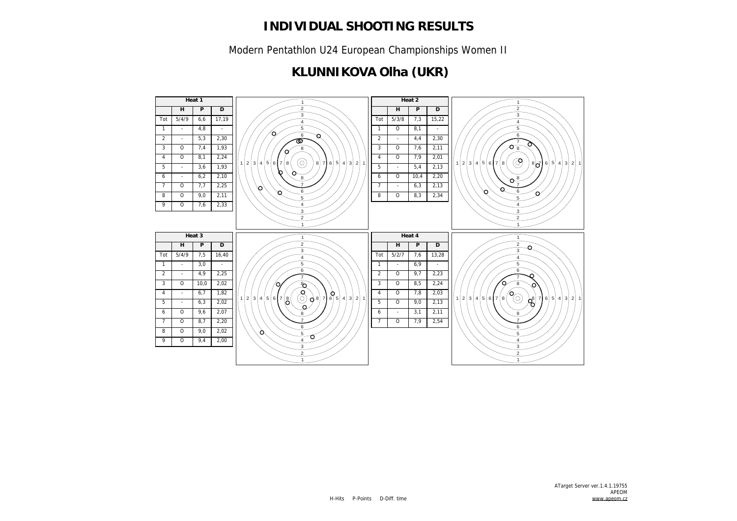# INDIVIDUAL SHOOTING RESULTS

Modern Pentathlon U24 European Championships Women II

## KLUNNIKOVA Olha (UKR)

| Heat 1 | | | |
|---|---|---|---|
| | H | P | D |
| Tot | 5/4/9 | 6,6 | 17,19 |
| 1 | - | 4,8 | - |
| 2 | - | 5,3 | 2,30 |
| 3 | O | 7,4 | 1,93 |
| 4 | O | 8,1 | 2,24 |
| 5 | - | 3,6 | 1,93 |
| 6 | - | 6,2 | 2,10 |
| 7 | O | 7,7 | 2,25 |
| 8 | O | 9,0 | 2,11 |
| 9 | O | 7,6 | 2,33 |

| Heat 2 | | | |
|---|---|---|---|
| | H | P | D |
| Tot | 5/3/8 | 7,3 | 15,22 |
| 1 | O | 8,1 | - |
| 2 | - | 4,4 | 2,30 |
| 3 | O | 7,6 | 2,11 |
| 4 | O | 7,9 | 2,01 |
| 5 | - | 5,4 | 2,13 |
| 6 | O | 10,4 | 2,20 |
| 7 | - | 6,3 | 2,13 |
| 8 | O | 8,3 | 2,34 |

| Heat 3 | | | |
|---|---|---|---|
| | H | P | D |
| Tot | 5/4/9 | 7,5 | 16,40 |
| 1 | - | 3,0 | - |
| 2 | - | 4,9 | 2,25 |
| 3 | O | 10,0 | 2,02 |
| 4 | - | 6,7 | 1,82 |
| 5 | - | 6,3 | 2,02 |
| 6 | O | 9,6 | 2,07 |
| 7 | O | 8,7 | 2,20 |
| 8 | O | 9,0 | 2,02 |
| 9 | O | 9,4 | 2,00 |

| Heat 4 | | | |
|---|---|---|---|
| | H | P | D |
| Tot | 5/2/7 | 7,6 | 13,28 |
| 1 | - | 6,9 | - |
| 2 | O | 9,7 | 2,23 |
| 3 | O | 8,5 | 2,24 |
| 4 | O | 7,8 | 2,03 |
| 5 | O | 9,0 | 2,13 |
| 6 | - | 3,1 | 2,11 |
| 7 | O | 7,9 | 2,54 |

H-Hits P-Points D-Diff. time

ATarget Server ver.1.4.1.19755
APEOM
www.apeom.cz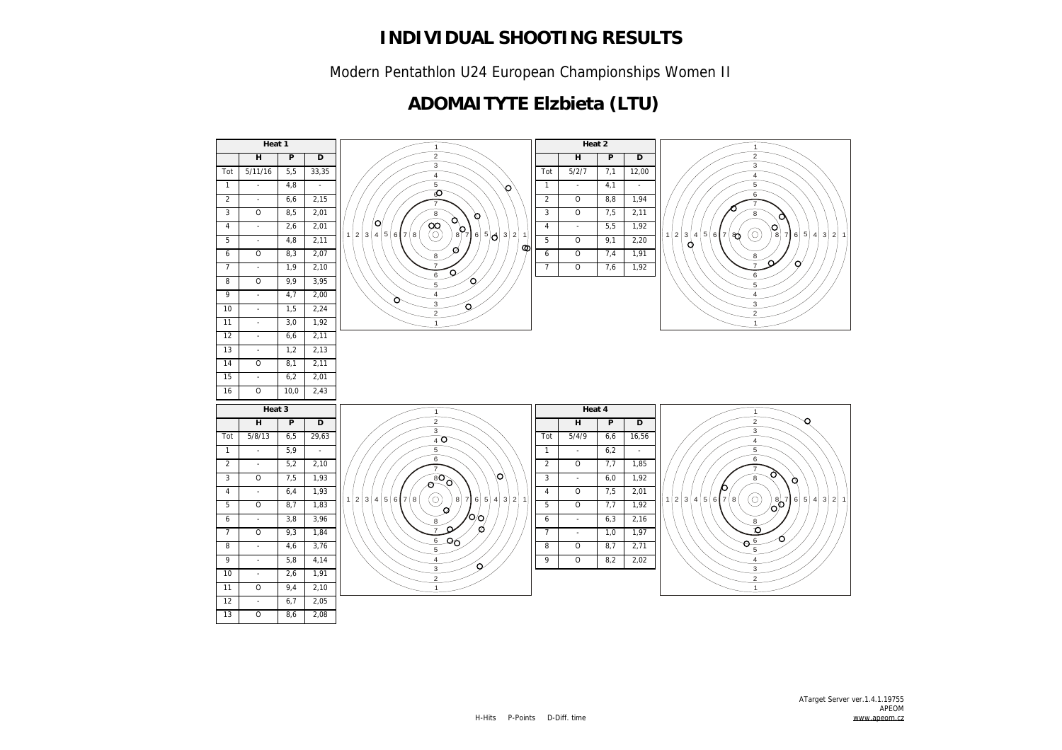# INDIVIDUAL SHOOTING RESULTS

Modern Pentathlon U24 European Championships Women II

## ADOMAITYTE Elzbieta (LTU)

| Heat 1 | | | |
|---|---|---|---|
| | H | P | D |
| Tot | 5/11/16 | 5,5 | 33,35 |
| 1 | - | 4,8 | - |
| 2 | - | 6,6 | 2,15 |
| 3 | O | 8,5 | 2,01 |
| 4 | - | 2,6 | 2,01 |
| 5 | - | 4,8 | 2,11 |
| 6 | O | 8,3 | 2,07 |
| 7 | - | 1,9 | 2,10 |
| 8 | O | 9,9 | 3,95 |
| 9 | - | 4,7 | 2,00 |
| 10 | - | 1,5 | 2,24 |
| 11 | - | 3,0 | 1,92 |
| 12 | - | 6,6 | 2,11 |
| 13 | - | 1,2 | 2,13 |
| 14 | O | 8,1 | 2,11 |
| 15 | - | 6,2 | 2,01 |
| 16 | O | 10,0 | 2,43 |

| Heat 2 | | | |
|---|---|---|---|
| | H | P | D |
| Tot | 5/2/7 | 7,1 | 12,00 |
| 1 | - | 4,1 | - |
| 2 | O | 8,8 | 1,94 |
| 3 | O | 7,5 | 2,11 |
| 4 | - | 5,5 | 1,92 |
| 5 | O | 9,1 | 2,20 |
| 6 | O | 7,4 | 1,91 |
| 7 | O | 7,6 | 1,92 |

| Heat 3 | | | |
|---|---|---|---|
| | H | P | D |
| Tot | 5/8/13 | 6,5 | 29,63 |
| 1 | - | 5,9 | - |
| 2 | - | 5,2 | 2,10 |
| 3 | O | 7,5 | 1,93 |
| 4 | - | 6,4 | 1,93 |
| 5 | O | 8,7 | 1,83 |
| 6 | - | 3,8 | 3,96 |
| 7 | O | 9,3 | 1,84 |
| 8 | - | 4,6 | 3,76 |
| 9 | - | 5,8 | 4,14 |
| 10 | - | 2,6 | 1,91 |
| 11 | O | 9,4 | 2,10 |
| 12 | - | 6,7 | 2,05 |
| 13 | O | 8,6 | 2,08 |

| Heat 4 | | | |
|---|---|---|---|
| | H | P | D |
| Tot | 5/4/9 | 6,6 | 16,56 |
| 1 | - | 6,2 | - |
| 2 | O | 7,7 | 1,85 |
| 3 | - | 6,0 | 1,92 |
| 4 | O | 7,5 | 2,01 |
| 5 | O | 7,7 | 1,92 |
| 6 | - | 6,3 | 2,16 |
| 7 | - | 1,0 | 1,97 |
| 8 | O | 8,7 | 2,71 |
| 9 | O | 8,2 | 2,02 |

H-Hits P-Points D-Diff. time

ATarget Server ver.1.4.1.19755
APEOM
www.apeom.cz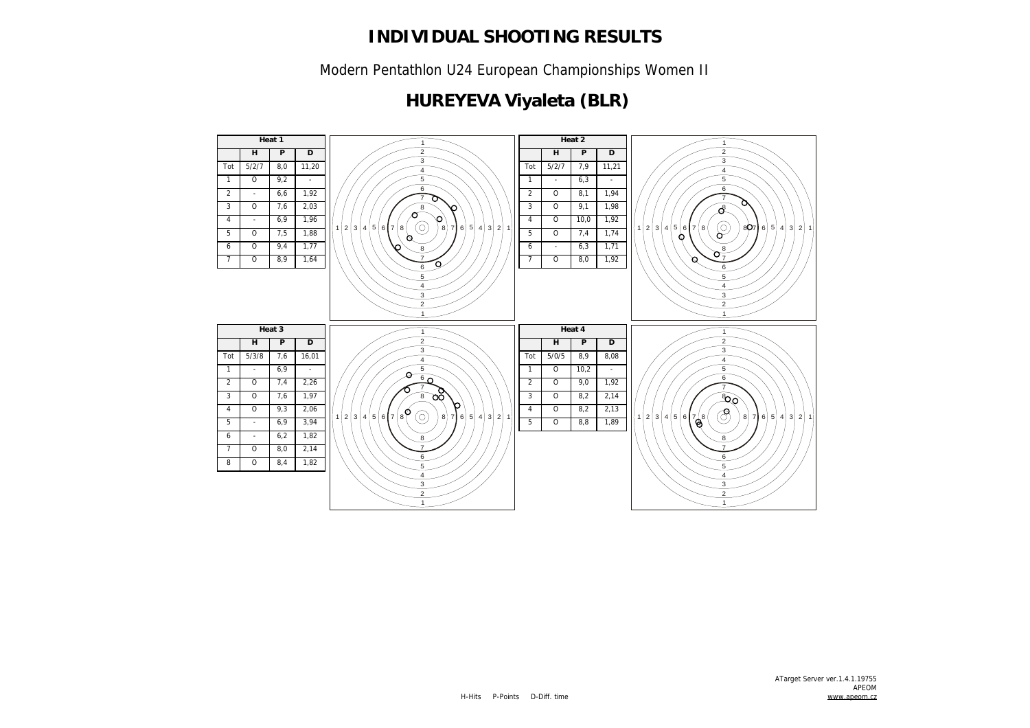# INDIVIDUAL SHOOTING RESULTS

Modern Pentathlon U24 European Championships Women II

## HUREYEVA Viyaleta (BLR)

| Heat 1 | | | |
|---|---|---|---|
| | H | P | D |
| Tot | 5/2/7 | 8,0 | 11,20 |
| 1 | O | 9,2 | - |
| 2 | - | 6,6 | 1,92 |
| 3 | O | 7,6 | 2,03 |
| 4 | - | 6,9 | 1,96 |
| 5 | O | 7,5 | 1,88 |
| 6 | O | 9,4 | 1,77 |
| 7 | O | 8,9 | 1,64 |

| Heat 2 | | | |
|---|---|---|---|
| | H | P | D |
| Tot | 5/2/7 | 7,9 | 11,21 |
| 1 | - | 6,3 | - |
| 2 | O | 8,1 | 1,94 |
| 3 | O | 9,1 | 1,98 |
| 4 | O | 10,0 | 1,92 |
| 5 | O | 7,4 | 1,74 |
| 6 | - | 6,3 | 1,71 |
| 7 | O | 8,0 | 1,92 |

| Heat 3 | | | |
|---|---|---|---|
| | H | P | D |
| Tot | 5/3/8 | 7,6 | 16,01 |
| 1 | - | 6,9 | - |
| 2 | O | 7,4 | 2,26 |
| 3 | O | 7,6 | 1,97 |
| 4 | O | 9,3 | 2,06 |
| 5 | - | 6,9 | 3,94 |
| 6 | - | 6,2 | 1,82 |
| 7 | O | 8,0 | 2,14 |
| 8 | O | 8,4 | 1,82 |

| Heat 4 | | | |
|---|---|---|---|
| | H | P | D |
| Tot | 5/0/5 | 8,9 | 8,08 |
| 1 | O | 10,2 | - |
| 2 | O | 9,0 | 1,92 |
| 3 | O | 8,2 | 2,14 |
| 4 | O | 8,2 | 2,13 |
| 5 | O | 8,8 | 1,89 |

H-Hits P-Points D-Diff. time

ATarget Server ver.1.4.1.19755
APEOM
www.apeom.cz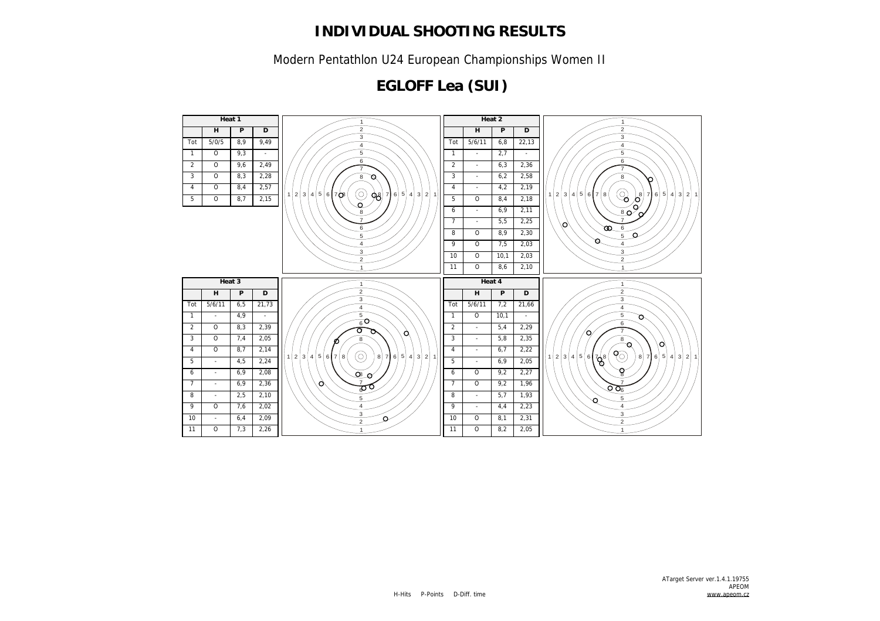# INDIVIDUAL SHOOTING RESULTS

Modern Pentathlon U24 European Championships Women II

## EGLOFF Lea (SUI)

| Heat 1 | | | |
|---|---|---|---|
| | H | P | D |
| Tot | 5/0/5 | 8,9 | 9,49 |
| 1 | O | 9,3 | - |
| 2 | O | 9,6 | 2,49 |
| 3 | O | 8,3 | 2,28 |
| 4 | O | 8,4 | 2,57 |
| 5 | O | 8,7 | 2,15 |

| Heat 2 | | | |
|---|---|---|---|
| | H | P | D |
| Tot | 5/6/11 | 6,8 | 22,13 |
| 1 | - | 2,7 | - |
| 2 | - | 6,3 | 2,36 |
| 3 | - | 6,2 | 2,58 |
| 4 | - | 4,2 | 2,19 |
| 5 | O | 8,4 | 2,18 |
| 6 | - | 6,9 | 2,11 |
| 7 | - | 5,5 | 2,25 |
| 8 | O | 8,9 | 2,30 |
| 9 | O | 7,5 | 2,03 |
| 10 | O | 10,1 | 2,03 |
| 11 | O | 8,6 | 2,10 |

| Heat 3 | | | |
|---|---|---|---|
| | H | P | D |
| Tot | 5/6/11 | 6,5 | 21,73 |
| 1 | - | 4,9 | - |
| 2 | O | 8,3 | 2,39 |
| 3 | O | 7,4 | 2,05 |
| 4 | O | 8,7 | 2,14 |
| 5 | - | 4,5 | 2,24 |
| 6 | - | 6,9 | 2,08 |
| 7 | - | 6,9 | 2,36 |
| 8 | - | 2,5 | 2,10 |
| 9 | O | 7,6 | 2,02 |
| 10 | - | 6,4 | 2,09 |
| 11 | O | 7,3 | 2,26 |

| Heat 4 | | | |
|---|---|---|---|
| | H | P | D |
| Tot | 5/6/11 | 7,2 | 21,66 |
| 1 | O | 10,1 | - |
| 2 | - | 5,4 | 2,29 |
| 3 | - | 5,8 | 2,35 |
| 4 | - | 6,7 | 2,22 |
| 5 | - | 6,9 | 2,05 |
| 6 | O | 9,2 | 2,27 |
| 7 | O | 9,2 | 1,96 |
| 8 | - | 5,7 | 1,93 |
| 9 | - | 4,4 | 2,23 |
| 10 | O | 8,1 | 2,31 |
| 11 | O | 8,2 | 2,05 |

H-Hits P-Points D-Diff. time

ATarget Server ver.1.4.1.19755
APEOM
www.apeom.cz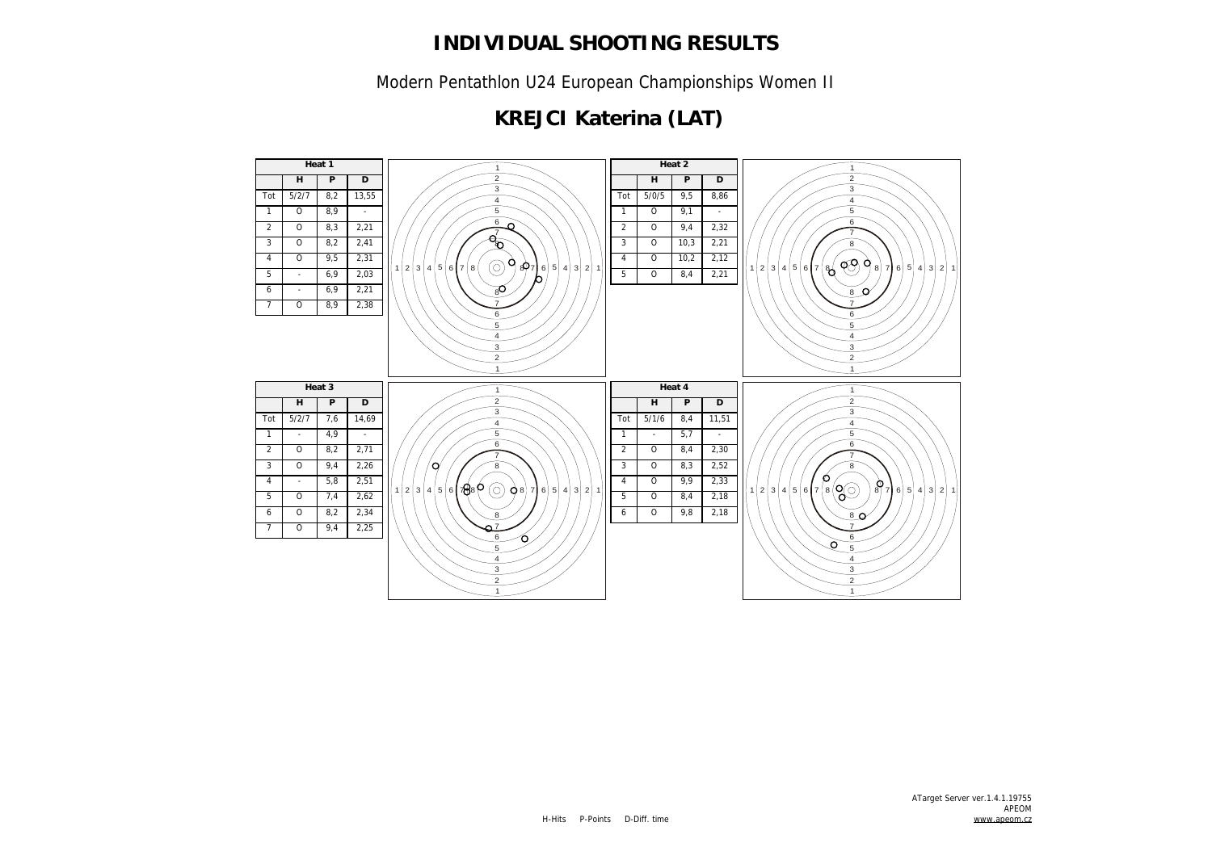# INDIVIDUAL SHOOTING RESULTS

Modern Pentathlon U24 European Championships Women II

## KREJCI Katerina (LAT)

| Heat 1 | H | P | D |
|---|---|---|---|
| Tot | 5/2/7 | 8,2 | 13,55 |
| 1 | O | 8,9 | - |
| 2 | O | 8,3 | 2,21 |
| 3 | O | 8,2 | 2,41 |
| 4 | O | 9,5 | 2,31 |
| 5 | - | 6,9 | 2,03 |
| 6 | - | 6,9 | 2,21 |
| 7 | O | 8,9 | 2,38 |

| Heat 2 | H | P | D |
|---|---|---|---|
| Tot | 5/0/5 | 9,5 | 8,86 |
| 1 | O | 9,1 | - |
| 2 | O | 9,4 | 2,32 |
| 3 | O | 10,3 | 2,21 |
| 4 | O | 10,2 | 2,12 |
| 5 | O | 8,4 | 2,21 |

| Heat 3 | H | P | D |
|---|---|---|---|
| Tot | 5/2/7 | 7,6 | 14,69 |
| 1 | - | 4,9 | - |
| 2 | O | 8,2 | 2,71 |
| 3 | O | 9,4 | 2,26 |
| 4 | - | 5,8 | 2,51 |
| 5 | O | 7,4 | 2,62 |
| 6 | O | 8,2 | 2,34 |
| 7 | O | 9,4 | 2,25 |

| Heat 4 | H | P | D |
|---|---|---|---|
| Tot | 5/1/6 | 8,4 | 11,51 |
| 1 | - | 5,7 | - |
| 2 | O | 8,4 | 2,30 |
| 3 | O | 8,3 | 2,52 |
| 4 | O | 9,9 | 2,33 |
| 5 | O | 8,4 | 2,18 |
| 6 | O | 9,8 | 2,18 |

H-Hits P-Points D-Diff. time

ATarget Server ver.1.4.1.19755
APEOM
www.apeom.cz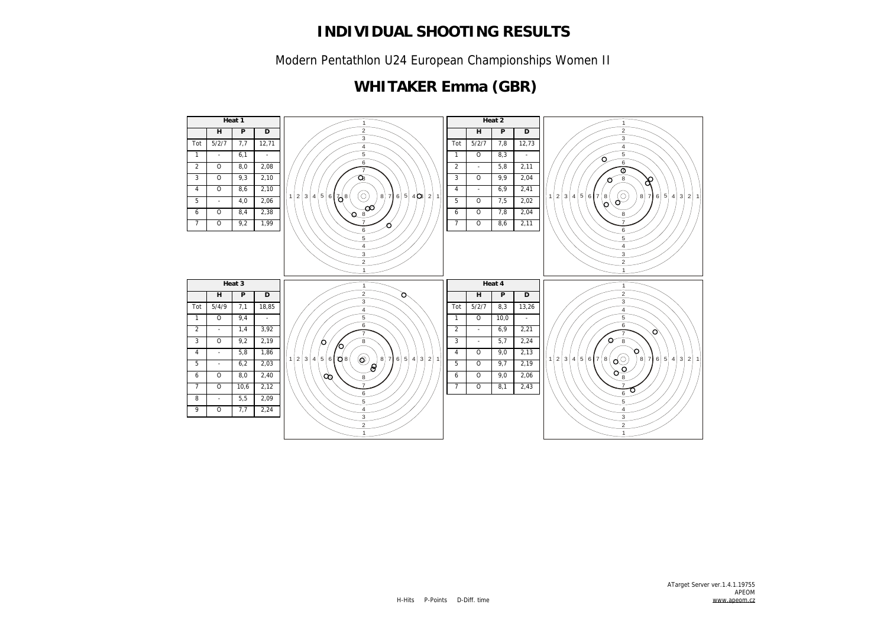# INDIVIDUAL SHOOTING RESULTS

Modern Pentathlon U24 European Championships Women II

## WHITAKER Emma (GBR)

**Heat 1**

| | H | P | D |
|---|---|---|---|
| Tot | 5/2/7 | 7,7 | 12,71 |
| 1 | - | 6,1 | - |
| 2 | O | 8,0 | 2,08 |
| 3 | O | 9,3 | 2,10 |
| 4 | O | 8,6 | 2,10 |
| 5 | - | 4,0 | 2,06 |
| 6 | O | 8,4 | 2,38 |
| 7 | O | 9,2 | 1,99 |

**Heat 2**

| | H | P | D |
|---|---|---|---|
| Tot | 5/2/7 | 7,8 | 12,73 |
| 1 | O | 8,3 | - |
| 2 | - | 5,8 | 2,11 |
| 3 | O | 9,9 | 2,04 |
| 4 | - | 6,9 | 2,41 |
| 5 | O | 7,5 | 2,02 |
| 6 | O | 7,8 | 2,04 |
| 7 | O | 8,6 | 2,11 |

**Heat 3**

| | H | P | D |
|---|---|---|---|
| Tot | 5/4/9 | 7,1 | 18,85 |
| 1 | O | 9,4 | - |
| 2 | - | 1,4 | 3,92 |
| 3 | O | 9,2 | 2,19 |
| 4 | - | 5,8 | 1,86 |
| 5 | - | 6,2 | 2,03 |
| 6 | O | 8,0 | 2,40 |
| 7 | O | 10,6 | 2,12 |
| 8 | - | 5,5 | 2,09 |
| 9 | O | 7,7 | 2,24 |

**Heat 4**

| | H | P | D |
|---|---|---|---|
| Tot | 5/2/7 | 8,3 | 13,26 |
| 1 | O | 10,0 | - |
| 2 | - | 6,9 | 2,21 |
| 3 | - | 5,7 | 2,24 |
| 4 | O | 9,0 | 2,13 |
| 5 | O | 9,7 | 2,19 |
| 6 | O | 9,0 | 2,06 |
| 7 | O | 8,1 | 2,43 |

H-Hits P-Points D-Diff. time

ATarget Server ver.1.4.1.19755
APEOM
www.apeom.cz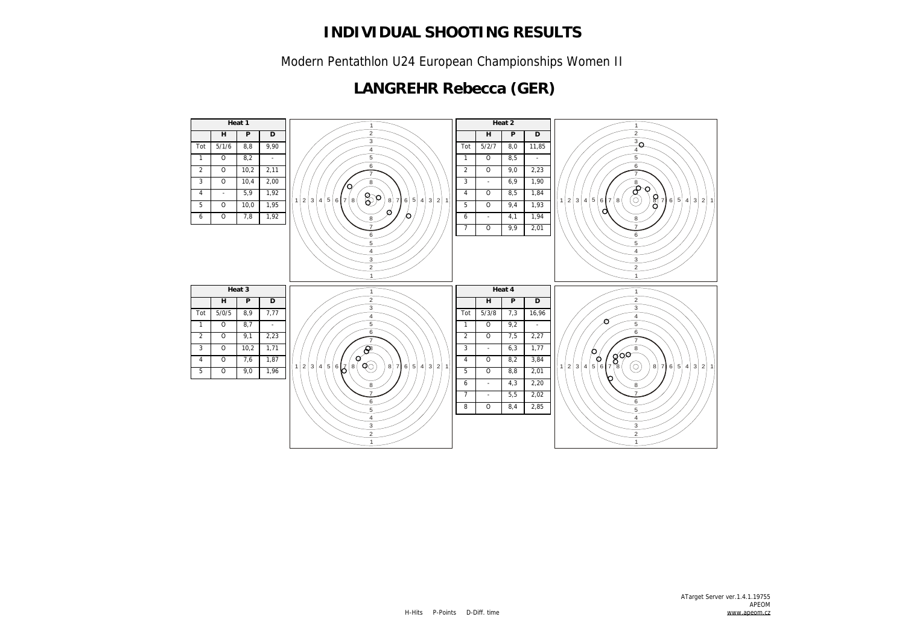# INDIVIDUAL SHOOTING RESULTS

Modern Pentathlon U24 European Championships Women II

## LANGREHR Rebecca (GER)

**Heat 1**

| | H | P | D |
|---|---|---|---|
| Tot | 5/1/6 | 8,8 | 9,90 |
| 1 | O | 8,2 | - |
| 2 | O | 10,2 | 2,11 |
| 3 | O | 10,4 | 2,00 |
| 4 | - | 5,9 | 1,92 |
| 5 | O | 10,0 | 1,95 |
| 6 | O | 7,8 | 1,92 |

**Heat 2**

| | H | P | D |
|---|---|---|---|
| Tot | 5/2/7 | 8,0 | 11,85 |
| 1 | O | 8,5 | - |
| 2 | O | 9,0 | 2,23 |
| 3 | - | 6,9 | 1,90 |
| 4 | O | 8,5 | 1,84 |
| 5 | O | 9,4 | 1,93 |
| 6 | - | 4,1 | 1,94 |
| 7 | O | 9,9 | 2,01 |

**Heat 3**

| | H | P | D |
|---|---|---|---|
| Tot | 5/0/5 | 8,9 | 7,77 |
| 1 | O | 8,7 | - |
| 2 | O | 9,1 | 2,23 |
| 3 | O | 10,2 | 1,71 |
| 4 | O | 7,6 | 1,87 |
| 5 | O | 9,0 | 1,96 |

**Heat 4**

| | H | P | D |
|---|---|---|---|
| Tot | 5/3/8 | 7,3 | 16,96 |
| 1 | O | 9,2 | - |
| 2 | O | 7,5 | 2,27 |
| 3 | - | 6,3 | 1,77 |
| 4 | O | 8,2 | 3,84 |
| 5 | O | 8,8 | 2,01 |
| 6 | - | 4,3 | 2,20 |
| 7 | - | 5,5 | 2,02 |
| 8 | O | 8,4 | 2,85 |

H-Hits P-Points D-Diff. time

ATarget Server ver.1.4.1.19755
APEOM
www.apeom.cz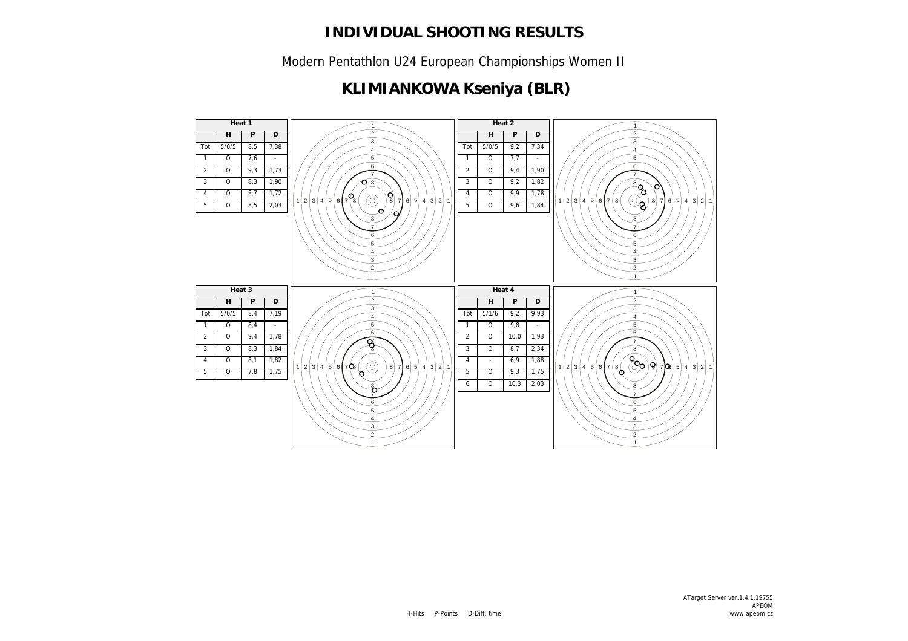# INDIVIDUAL SHOOTING RESULTS

Modern Pentathlon U24 European Championships Women II

## KLIMIANKOWA Kseniya (BLR)

**Heat 1**

| | H | P | D |
|---|---|---|---|
| Tot | 5/0/5 | 8,5 | 7,38 |
| 1 | O | 7,6 | - |
| 2 | O | 9,3 | 1,73 |
| 3 | O | 8,3 | 1,90 |
| 4 | O | 8,7 | 1,72 |
| 5 | O | 8,5 | 2,03 |

**Heat 2**

| | H | P | D |
|---|---|---|---|
| Tot | 5/0/5 | 9,2 | 7,34 |
| 1 | O | 7,7 | - |
| 2 | O | 9,4 | 1,90 |
| 3 | O | 9,2 | 1,82 |
| 4 | O | 9,9 | 1,78 |
| 5 | O | 9,6 | 1,84 |

**Heat 3**

| | H | P | D |
|---|---|---|---|
| Tot | 5/0/5 | 8,4 | 7,19 |
| 1 | O | 8,4 | - |
| 2 | O | 9,4 | 1,78 |
| 3 | O | 8,3 | 1,84 |
| 4 | O | 8,1 | 1,82 |
| 5 | O | 7,8 | 1,75 |

**Heat 4**

| | H | P | D |
|---|---|---|---|
| Tot | 5/1/6 | 9,2 | 9,93 |
| 1 | O | 9,8 | - |
| 2 | O | 10,0 | 1,93 |
| 3 | O | 8,7 | 2,34 |
| 4 | - | 6,9 | 1,88 |
| 5 | O | 9,3 | 1,75 |
| 6 | O | 10,3 | 2,03 |

H-Hits P-Points D-Diff. time

ATarget Server ver.1.4.1.19755
APEOM
www.apeom.cz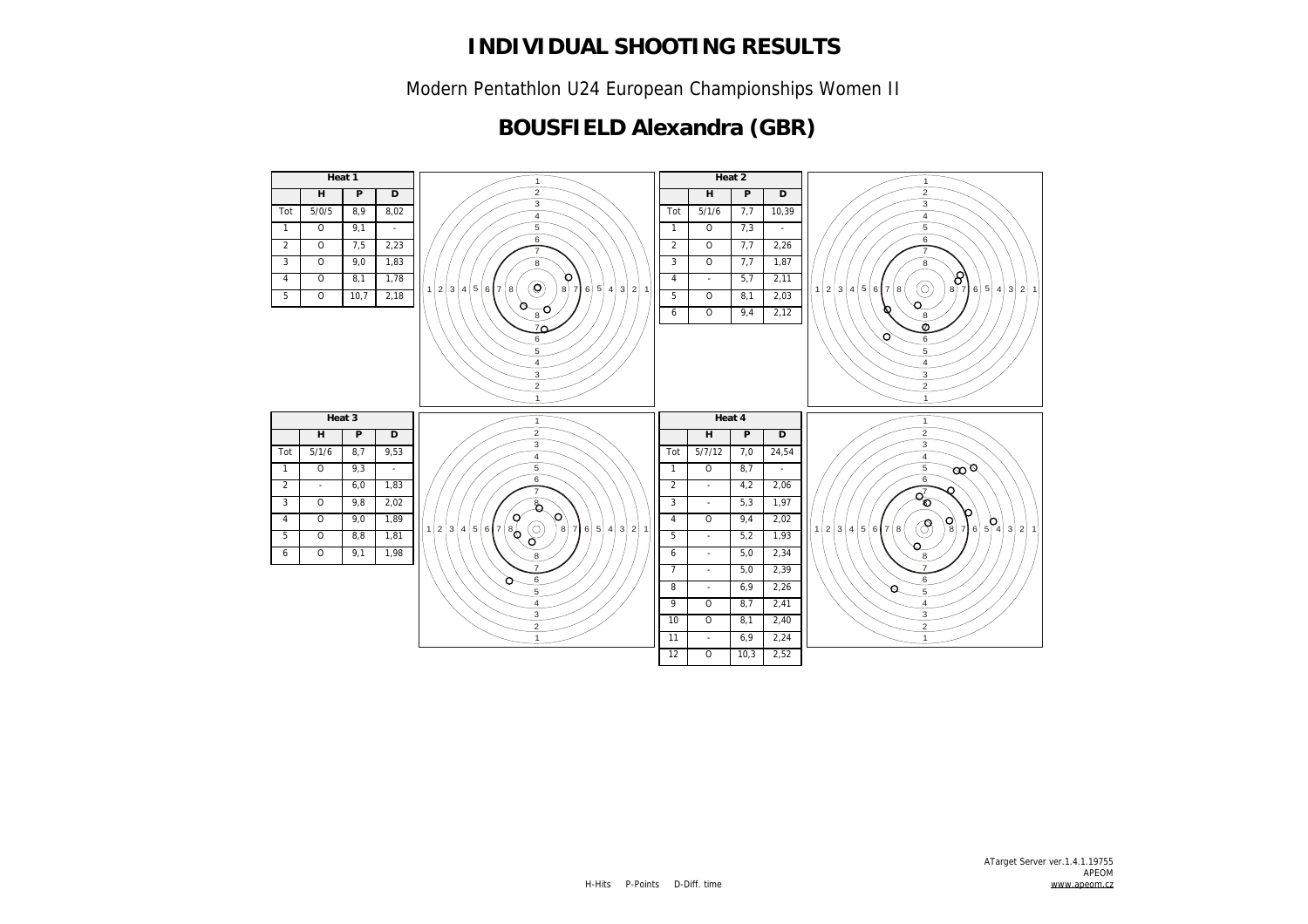# INDIVIDUAL SHOOTING RESULTS

Modern Pentathlon U24 European Championships Women II

## BOUSFIELD Alexandra (GBR)

| Heat 1 | | | |
|---|---|---|---|
| | H | P | D |
| Tot | 5/0/5 | 8,9 | 8,02 |
| 1 | O | 9,1 | - |
| 2 | O | 7,5 | 2,23 |
| 3 | O | 9,0 | 1,83 |
| 4 | O | 8,1 | 1,78 |
| 5 | O | 10,7 | 2,18 |

| Heat 2 | | | |
|---|---|---|---|
| | H | P | D |
| Tot | 5/1/6 | 7,7 | 10,39 |
| 1 | O | 7,3 | - |
| 2 | O | 7,7 | 2,26 |
| 3 | O | 7,7 | 1,87 |
| 4 | - | 5,7 | 2,11 |
| 5 | O | 8,1 | 2,03 |
| 6 | O | 9,4 | 2,12 |

| Heat 3 | | | |
|---|---|---|---|
| | H | P | D |
| Tot | 5/1/6 | 8,7 | 9,53 |
| 1 | O | 9,3 | - |
| 2 | - | 6,0 | 1,83 |
| 3 | O | 9,8 | 2,02 |
| 4 | O | 9,0 | 1,89 |
| 5 | O | 8,8 | 1,81 |
| 6 | O | 9,1 | 1,98 |

| Heat 4 | | | |
|---|---|---|---|
| | H | P | D |
| Tot | 5/7/12 | 7,0 | 24,54 |
| 1 | O | 8,7 | - |
| 2 | - | 4,2 | 2,06 |
| 3 | - | 5,3 | 1,97 |
| 4 | O | 9,4 | 2,02 |
| 5 | - | 5,2 | 1,93 |
| 6 | - | 5,0 | 2,34 |
| 7 | - | 5,0 | 2,39 |
| 8 | - | 6,9 | 2,26 |
| 9 | O | 8,7 | 2,41 |
| 10 | O | 8,1 | 2,40 |
| 11 | - | 6,9 | 2,24 |
| 12 | O | 10,3 | 2,52 |

H-Hits P-Points D-Diff. time

ATarget Server ver.1.4.1.19755
APEOM
www.apeom.cz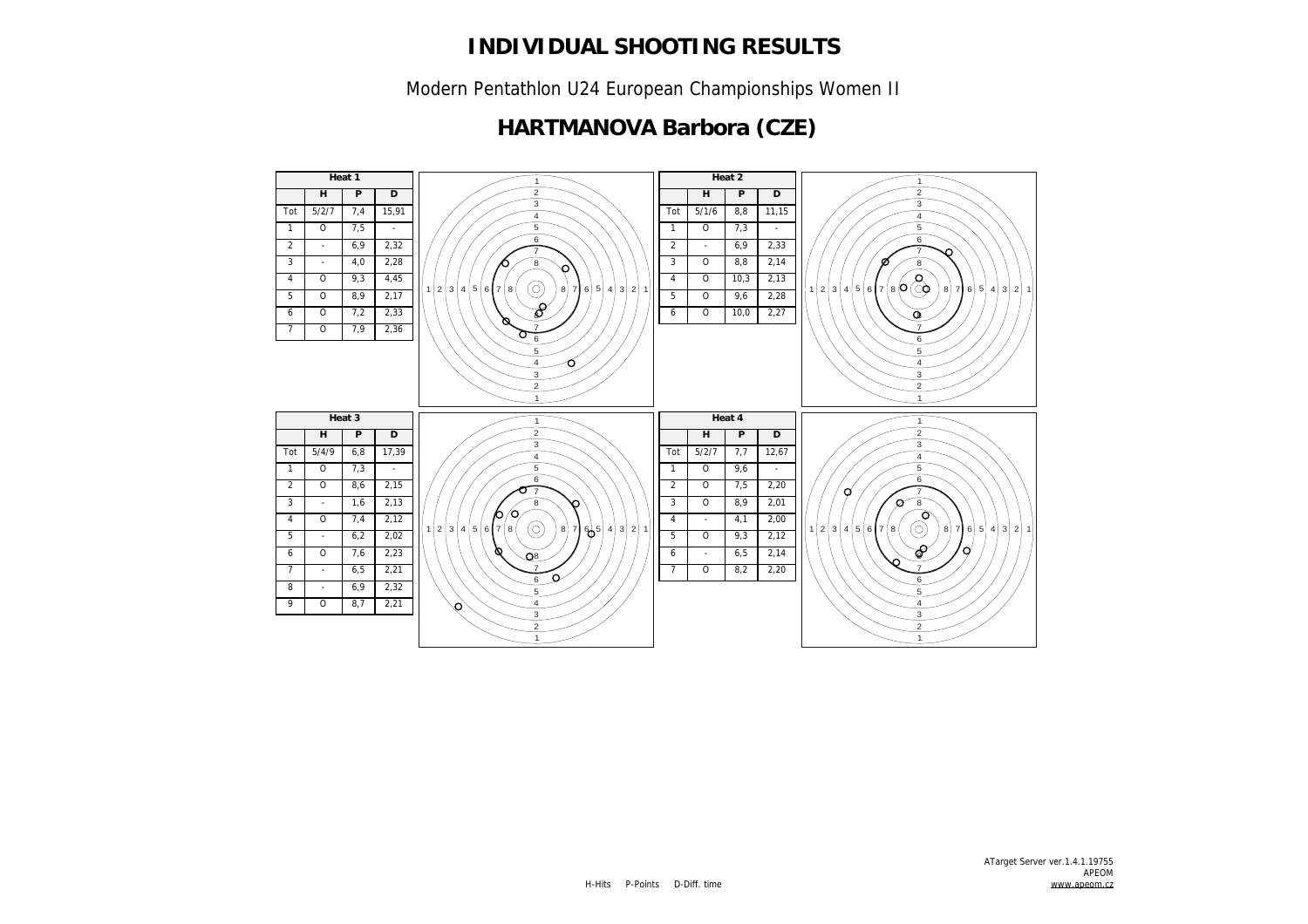# INDIVIDUAL SHOOTING RESULTS

Modern Pentathlon U24 European Championships Women II

## HARTMANOVA Barbora (CZE)

**Heat 1**

| | H | P | D |
|---|---|---|---|
| Tot | 5/2/7 | 7,4 | 15,91 |
| 1 | O | 7,5 | - |
| 2 | - | 6,9 | 2,32 |
| 3 | - | 4,0 | 2,28 |
| 4 | O | 9,3 | 4,45 |
| 5 | O | 8,9 | 2,17 |
| 6 | O | 7,2 | 2,33 |
| 7 | O | 7,9 | 2,36 |

**Heat 2**

| | H | P | D |
|---|---|---|---|
| Tot | 5/1/6 | 8,8 | 11,15 |
| 1 | O | 7,3 | - |
| 2 | - | 6,9 | 2,33 |
| 3 | O | 8,8 | 2,14 |
| 4 | O | 10,3 | 2,13 |
| 5 | O | 9,6 | 2,28 |
| 6 | O | 10,0 | 2,27 |

**Heat 3**

| | H | P | D |
|---|---|---|---|
| Tot | 5/4/9 | 6,8 | 17,39 |
| 1 | O | 7,3 | - |
| 2 | O | 8,6 | 2,15 |
| 3 | - | 1,6 | 2,13 |
| 4 | O | 7,4 | 2,12 |
| 5 | - | 6,2 | 2,02 |
| 6 | O | 7,6 | 2,23 |
| 7 | - | 6,5 | 2,21 |
| 8 | - | 6,9 | 2,32 |
| 9 | O | 8,7 | 2,21 |

**Heat 4**

| | H | P | D |
|---|---|---|---|
| Tot | 5/2/7 | 7,7 | 12,67 |
| 1 | O | 9,6 | - |
| 2 | O | 7,5 | 2,20 |
| 3 | O | 8,9 | 2,01 |
| 4 | - | 4,1 | 2,00 |
| 5 | O | 9,3 | 2,12 |
| 6 | - | 6,5 | 2,14 |
| 7 | O | 8,2 | 2,20 |

H-Hits P-Points D-Diff. time

ATarget Server ver.1.4.1.19755
APEOM
www.apeom.cz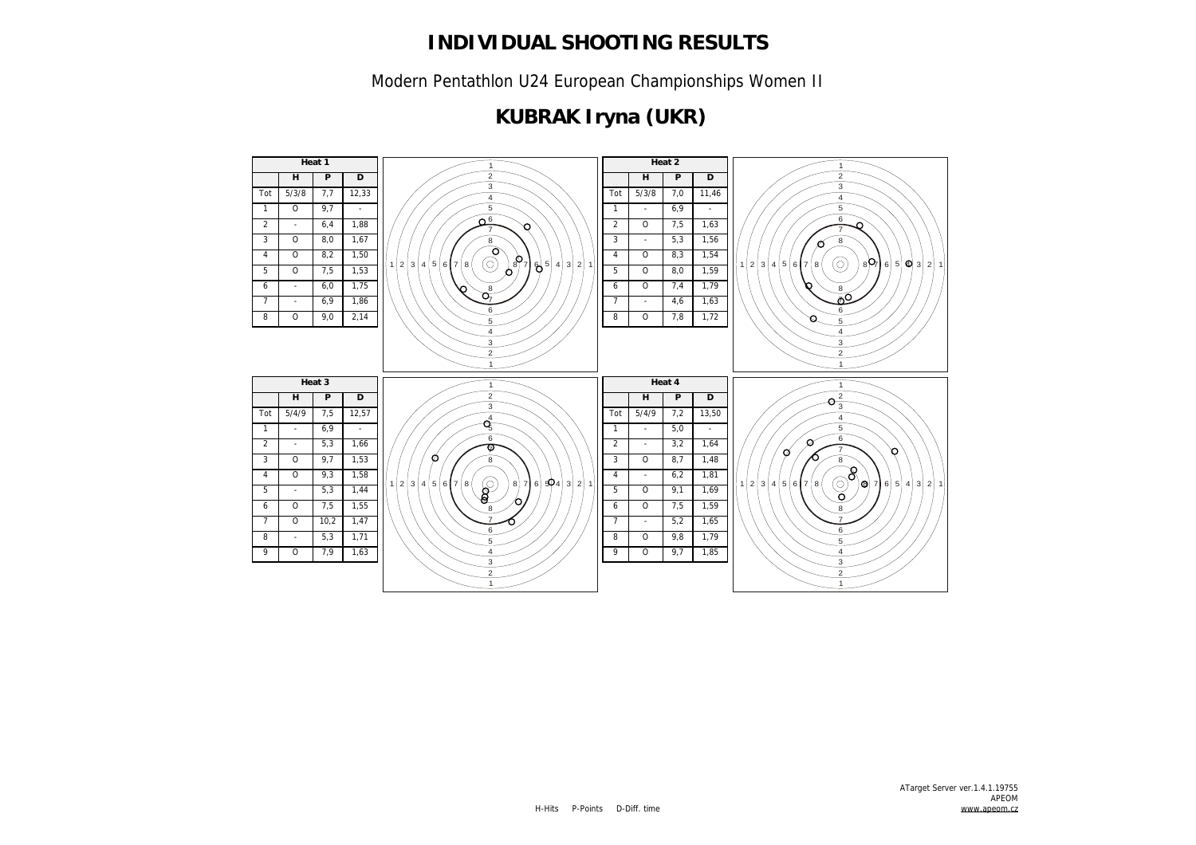# INDIVIDUAL SHOOTING RESULTS

Modern Pentathlon U24 European Championships Women II

## KUBRAK Iryna (UKR)

**Heat 1**

| | H | P | D |
|---|---|---|---|
| Tot | 5/3/8 | 7,7 | 12,33 |
| 1 | O | 9,7 | - |
| 2 | - | 6,4 | 1,88 |
| 3 | O | 8,0 | 1,67 |
| 4 | O | 8,2 | 1,50 |
| 5 | O | 7,5 | 1,53 |
| 6 | - | 6,0 | 1,75 |
| 7 | - | 6,9 | 1,86 |
| 8 | O | 9,0 | 2,14 |

**Heat 2**

| | H | P | D |
|---|---|---|---|
| Tot | 5/3/8 | 7,0 | 11,46 |
| 1 | - | 6,9 | - |
| 2 | O | 7,5 | 1,63 |
| 3 | - | 5,3 | 1,56 |
| 4 | O | 8,3 | 1,54 |
| 5 | O | 8,0 | 1,59 |
| 6 | O | 7,4 | 1,79 |
| 7 | - | 4,6 | 1,63 |
| 8 | O | 7,8 | 1,72 |

**Heat 3**

| | H | P | D |
|---|---|---|---|
| Tot | 5/4/9 | 7,5 | 12,57 |
| 1 | - | 6,9 | - |
| 2 | - | 5,3 | 1,66 |
| 3 | O | 9,7 | 1,53 |
| 4 | O | 9,3 | 1,58 |
| 5 | - | 5,3 | 1,44 |
| 6 | O | 7,5 | 1,55 |
| 7 | O | 10,2 | 1,47 |
| 8 | - | 5,3 | 1,71 |
| 9 | O | 7,9 | 1,63 |

**Heat 4**

| | H | P | D |
|---|---|---|---|
| Tot | 5/4/9 | 7,2 | 13,50 |
| 1 | - | 5,0 | - |
| 2 | - | 3,2 | 1,64 |
| 3 | O | 8,7 | 1,48 |
| 4 | - | 6,2 | 1,81 |
| 5 | O | 9,1 | 1,69 |
| 6 | O | 7,5 | 1,59 |
| 7 | - | 5,2 | 1,65 |
| 8 | O | 9,8 | 1,79 |
| 9 | O | 9,7 | 1,85 |

H-Hits P-Points D-Diff. time

ATarget Server ver.1.4.1.19755
APEOM
www.apeom.cz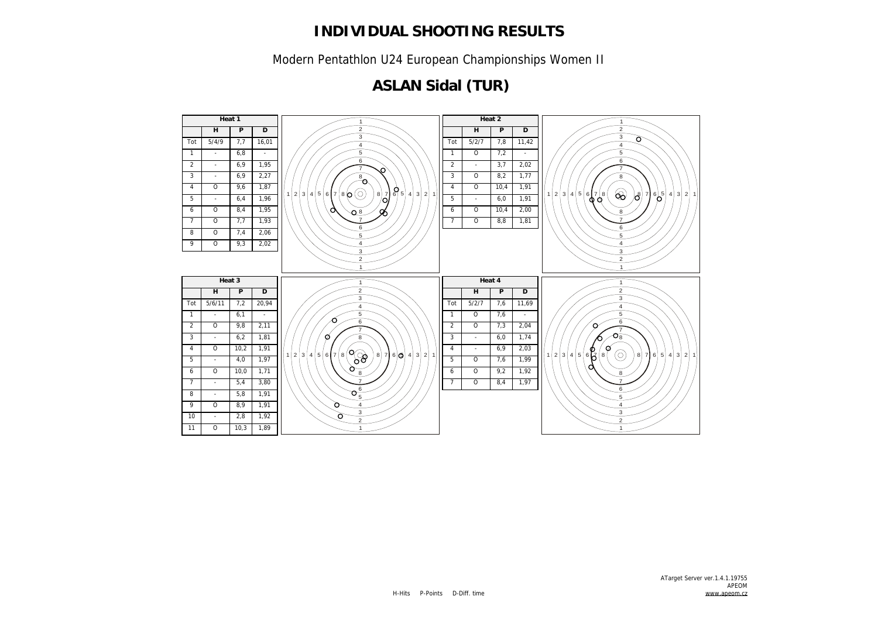# INDIVIDUAL SHOOTING RESULTS

Modern Pentathlon U24 European Championships Women II

## ASLAN Sidal (TUR)

| Heat 1 | | | |
|---|---|---|---|
| | H | P | D |
| Tot | 5/4/9 | 7,7 | 16,01 |
| 1 | - | 6,8 | - |
| 2 | - | 6,9 | 1,95 |
| 3 | - | 6,9 | 2,27 |
| 4 | O | 9,6 | 1,87 |
| 5 | - | 6,4 | 1,96 |
| 6 | O | 8,4 | 1,95 |
| 7 | O | 7,7 | 1,93 |
| 8 | O | 7,4 | 2,06 |
| 9 | O | 9,3 | 2,02 |

| Heat 2 | | | |
|---|---|---|---|
| | H | P | D |
| Tot | 5/2/7 | 7,8 | 11,42 |
| 1 | O | 7,2 | - |
| 2 | - | 3,7 | 2,02 |
| 3 | O | 8,2 | 1,77 |
| 4 | O | 10,4 | 1,91 |
| 5 | - | 6,0 | 1,91 |
| 6 | O | 10,4 | 2,00 |
| 7 | O | 8,8 | 1,81 |

| Heat 3 | | | |
|---|---|---|---|
| | H | P | D |
| Tot | 5/6/11 | 7,2 | 20,94 |
| 1 | - | 6,1 | - |
| 2 | O | 9,8 | 2,11 |
| 3 | - | 6,2 | 1,81 |
| 4 | O | 10,2 | 1,91 |
| 5 | - | 4,0 | 1,97 |
| 6 | O | 10,0 | 1,71 |
| 7 | - | 5,4 | 3,80 |
| 8 | - | 5,8 | 1,91 |
| 9 | O | 8,9 | 1,91 |
| 10 | - | 2,8 | 1,92 |
| 11 | O | 10,3 | 1,89 |

| Heat 4 | | | |
|---|---|---|---|
| | H | P | D |
| Tot | 5/2/7 | 7,6 | 11,69 |
| 1 | O | 7,6 | - |
| 2 | O | 7,3 | 2,04 |
| 3 | - | 6,0 | 1,74 |
| 4 | - | 6,9 | 2,03 |
| 5 | O | 7,6 | 1,99 |
| 6 | O | 9,2 | 1,92 |
| 7 | O | 8,4 | 1,97 |

H-Hits P-Points D-Diff. time

ATarget Server ver.1.4.1.19755
APEOM
www.apeom.cz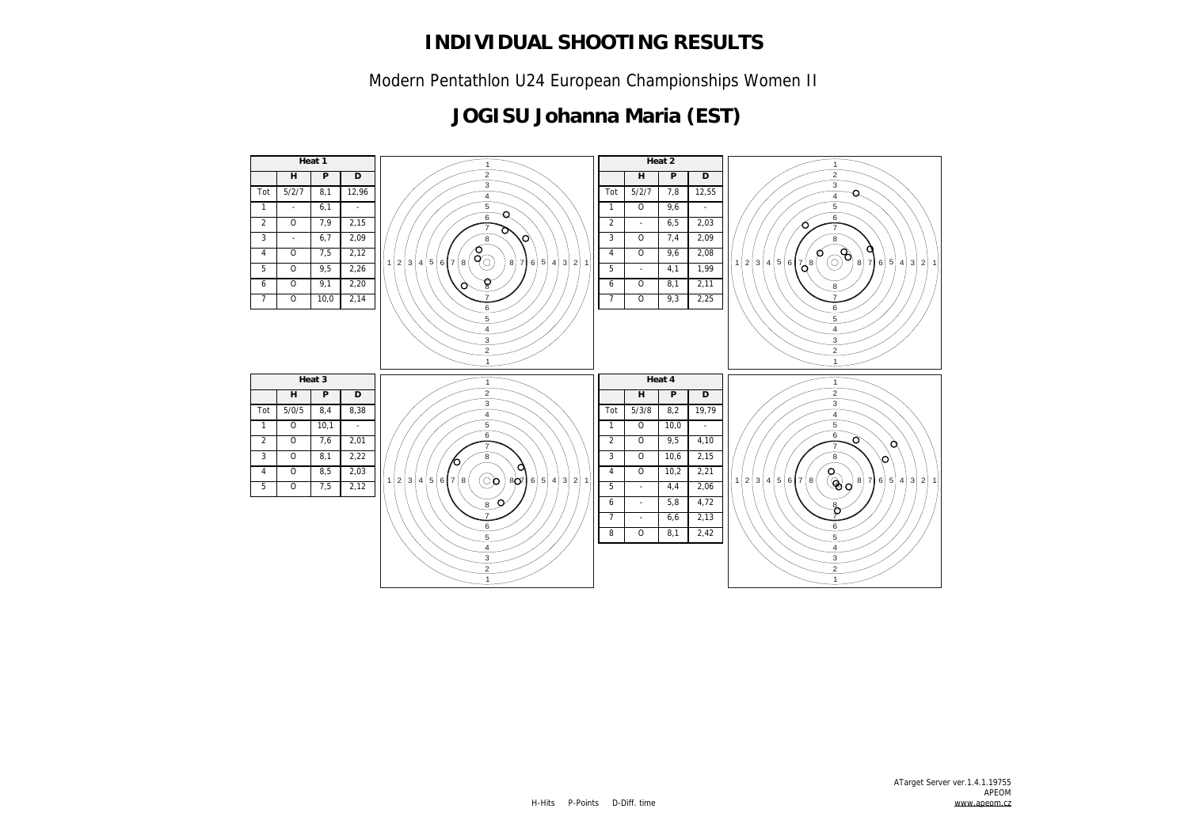# INDIVIDUAL SHOOTING RESULTS

Modern Pentathlon U24 European Championships Women II

## JOGISU Johanna Maria (EST)

| Heat 1 | | | |
|---|---|---|---|
| | H | P | D |
| Tot | 5/2/7 | 8,1 | 12,96 |
| 1 | - | 6,1 | - |
| 2 | O | 7,9 | 2,15 |
| 3 | - | 6,7 | 2,09 |
| 4 | O | 7,5 | 2,12 |
| 5 | O | 9,5 | 2,26 |
| 6 | O | 9,1 | 2,20 |
| 7 | O | 10,0 | 2,14 |

| Heat 2 | | | |
|---|---|---|---|
| | H | P | D |
| Tot | 5/2/7 | 7,8 | 12,55 |
| 1 | O | 9,6 | - |
| 2 | - | 6,5 | 2,03 |
| 3 | O | 7,4 | 2,09 |
| 4 | O | 9,6 | 2,08 |
| 5 | - | 4,1 | 1,99 |
| 6 | O | 8,1 | 2,11 |
| 7 | O | 9,3 | 2,25 |

| Heat 3 | | | |
|---|---|---|---|
| | H | P | D |
| Tot | 5/0/5 | 8,4 | 8,38 |
| 1 | O | 10,1 | - |
| 2 | O | 7,6 | 2,01 |
| 3 | O | 8,1 | 2,22 |
| 4 | O | 8,5 | 2,03 |
| 5 | O | 7,5 | 2,12 |

| Heat 4 | | | |
|---|---|---|---|
| | H | P | D |
| Tot | 5/3/8 | 8,2 | 19,79 |
| 1 | O | 10,0 | - |
| 2 | O | 9,5 | 4,10 |
| 3 | O | 10,6 | 2,15 |
| 4 | O | 10,2 | 2,21 |
| 5 | - | 4,4 | 2,06 |
| 6 | - | 5,8 | 4,72 |
| 7 | - | 6,6 | 2,13 |
| 8 | O | 8,1 | 2,42 |

H-Hits P-Points D-Diff. time

ATarget Server ver.1.4.1.19755
APEOM
www.apeom.cz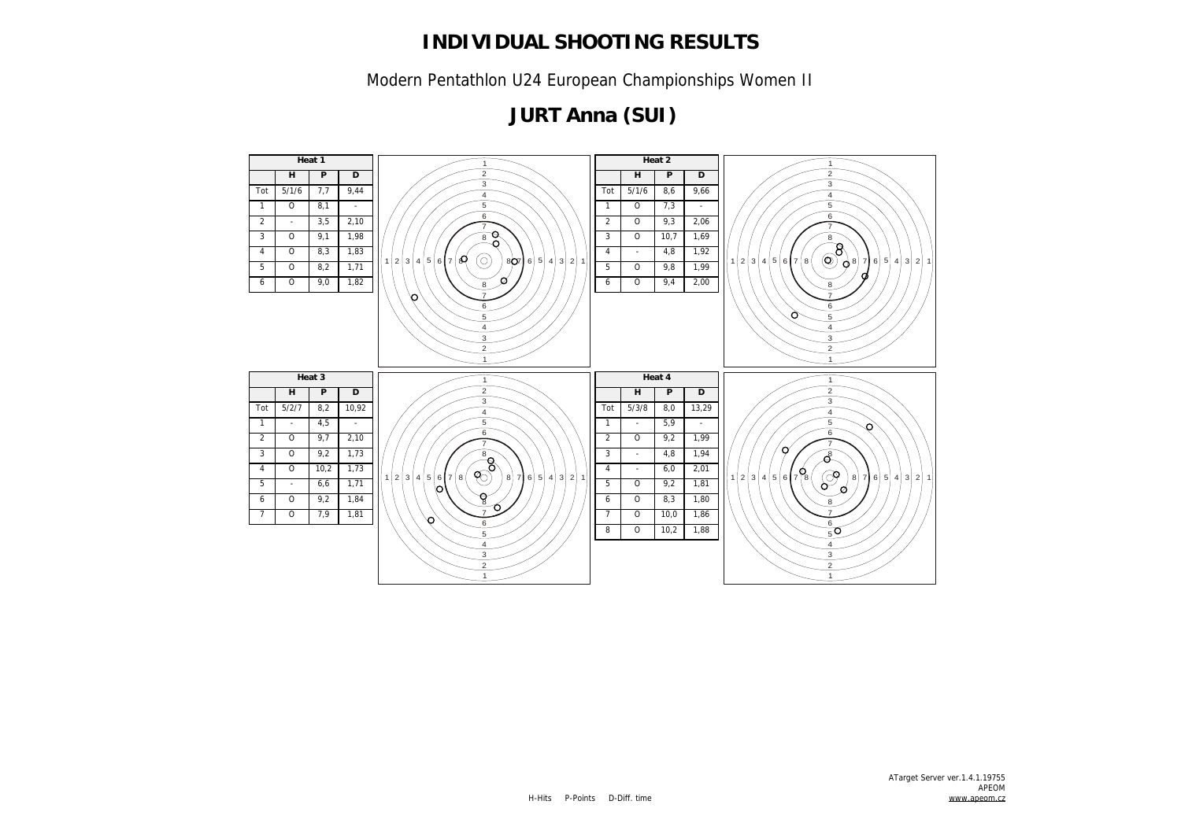# INDIVIDUAL SHOOTING RESULTS

Modern Pentathlon U24 European Championships Women II

## JURT Anna (SUI)

**Heat 1**

| | H | P | D |
|---|---|---|---|
| Tot | 5/1/6 | 7,7 | 9,44 |
| 1 | O | 8,1 | - |
| 2 | - | 3,5 | 2,10 |
| 3 | O | 9,1 | 1,98 |
| 4 | O | 8,3 | 1,83 |
| 5 | O | 8,2 | 1,71 |
| 6 | O | 9,0 | 1,82 |

**Heat 2**

| | H | P | D |
|---|---|---|---|
| Tot | 5/1/6 | 8,6 | 9,66 |
| 1 | O | 7,3 | - |
| 2 | O | 9,3 | 2,06 |
| 3 | O | 10,7 | 1,69 |
| 4 | - | 4,8 | 1,92 |
| 5 | O | 9,8 | 1,99 |
| 6 | O | 9,4 | 2,00 |

**Heat 3**

| | H | P | D |
|---|---|---|---|
| Tot | 5/2/7 | 8,2 | 10,92 |
| 1 | - | 4,5 | - |
| 2 | O | 9,7 | 2,10 |
| 3 | O | 9,2 | 1,73 |
| 4 | O | 10,2 | 1,73 |
| 5 | - | 6,6 | 1,71 |
| 6 | O | 9,2 | 1,84 |
| 7 | O | 7,9 | 1,81 |

**Heat 4**

| | H | P | D |
|---|---|---|---|
| Tot | 5/3/8 | 8,0 | 13,29 |
| 1 | - | 5,9 | - |
| 2 | O | 9,2 | 1,99 |
| 3 | - | 4,8 | 1,94 |
| 4 | - | 6,0 | 2,01 |
| 5 | O | 9,2 | 1,81 |
| 6 | O | 8,3 | 1,80 |
| 7 | O | 10,0 | 1,86 |
| 8 | O | 10,2 | 1,88 |

H-Hits P-Points D-Diff. time

ATarget Server ver.1.4.1.19755
APEOM
www.apeom.cz